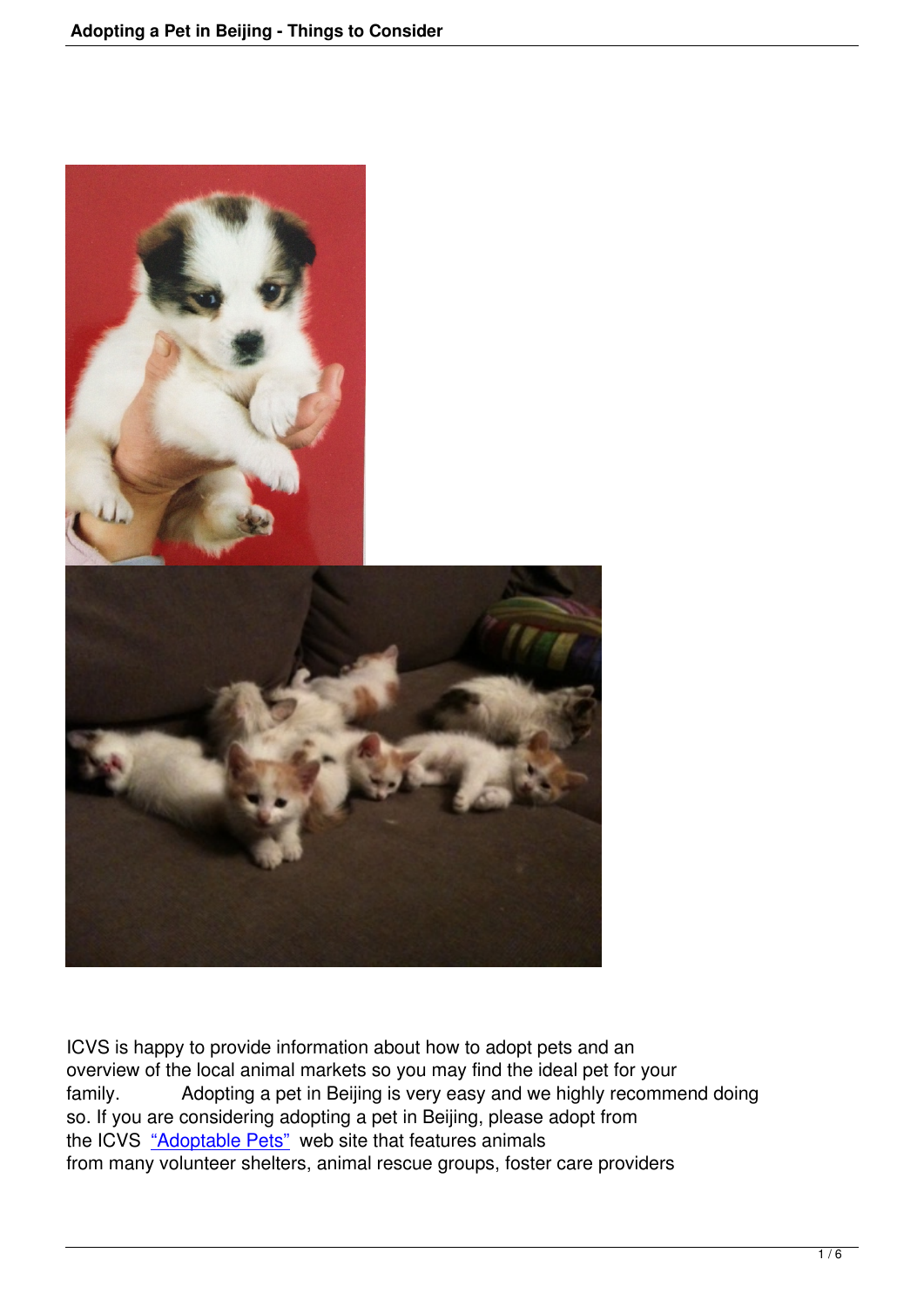ICVS is happy to provide information about how to adopt pets and an overview of the local animal markets so you may find the ideal pet for your family.      Adopting a pet in Beijing is very easy and we highly recommend doing so. If you are considering adopting a pet in Beijing, please adopt from the ICVS "Adoptable Pets" web site that features animals from many volunteer shelters, animal rescue groups, foster care providers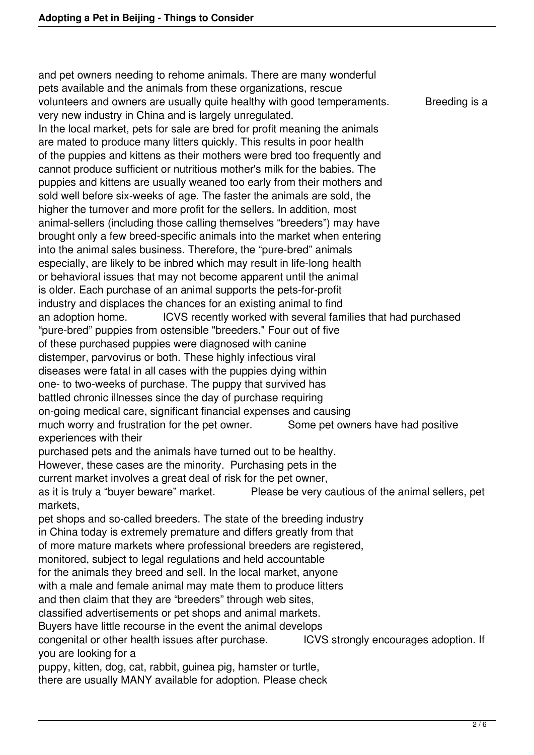and pet owners needing to rehome animals. There are many wonderful pets available and the animals from these organizations, rescue volunteers and owners are usually quite healthy with good temperaments.

Breeding is a very new industry in China and is largely unregulated. In the local market, pets for sale are bred for profit meaning the animals are mated to produce many litters quickly. This results in poor health of the puppies and kittens as their mothers were bred too frequently and cannot produce sufficient or nutritious mother's milk for the babies. The puppies and kittens are usually weaned too early from their mothers and sold well before six-weeks of age. The faster the animals are sold, the higher the turnover and more profit for the sellers. In addition, most animal-sellers (including those calling themselves "breeders") may have brought only a few breed-specific animals into the market when entering into the animal sales business. Therefore, the "pure-bred" animals especially, are likely to be inbred which may result in life-long health or behavioral issues that may not become apparent until the animal is older. Each purchase of an animal supports the pets-for-profit industry and displaces the chances for an existing animal to find an adoption home.

ICVS recently worked with several families that had purchased "pure-bred" puppies from ostensible "breeders." Four out of five of these purchased puppies were diagnosed with canine distemper, parvovirus or both. These highly infectious viral diseases were fatal in all cases with the puppies dying within one- to two-weeks of purchase. The puppy that survived has battled chronic illnesses since the day of purchase requiring on-going medical care, significant financial expenses and causing much worry and frustration for the pet owner.

Some pet owners have had positive experiences with their purchased pets and the animals have turned out to be healthy. However, these cases are the minority. Purchasing pets in the current market involves a great deal of risk for the pet owner, as it is truly a "buyer beware" market.

Please be very cautious of the animal sellers, pet markets, pet shops and so-called breeders. The state of the breeding industry in China today is extremely premature and differs greatly from that of more mature markets where professional breeders are registered, monitored, subject to legal regulations and held accountable for the animals they breed and sell. In the local market, anyone with a male and female animal may mate them to produce litters and then claim that they are "breeders" through web sites, classified advertisements or pet shops and animal markets. Buyers have little recourse in the event the animal develops congenital or other health issues after purchase.

ICVS strongly encourages adoption. If you are looking for a puppy, kitten, dog, cat, rabbit, guinea pig, hamster or turtle, there are usually MANY available for adoption. Please check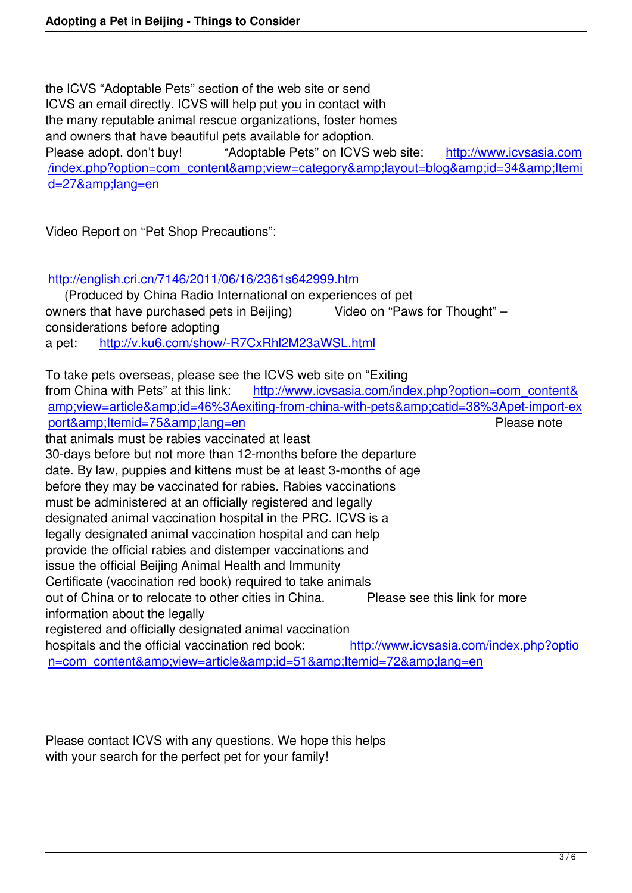the ICVS "Adoptable Pets" section of the web site or send ICVS an email directly. ICVS will help put you in contact with the many reputable animal rescue organizations, foster homes and owners that have beautiful pets available for adoption.
Please adopt, don't buy! "Adoptable Pets" on ICVS web site: http://www.icvsasia.com/index.php?option=com_content&amp;view=category&amp;layout=blog&amp;id=34&amp;Itemid=27&amp;lang=en

Video Report on "Pet Shop Precautions":

http://english.cri.cn/7146/2011/06/16/2361s642999.htm
(Produced by China Radio International on experiences of pet owners that have purchased pets in Beijing) Video on "Paws for Thought" – considerations before adopting a pet: http://v.ku6.com/show/-R7CxRhl2M23aWSL.html

To take pets overseas, please see the ICVS web site on "Exiting from China with Pets" at this link: http://www.icvsasia.com/index.php?option=com_content&amp;view=article&amp;id=46%3Aexiting-from-china-with-pets&amp;catid=38%3Apet-import-export&amp;Itemid=75&amp;lang=en Please note that animals must be rabies vaccinated at least 30-days before but not more than 12-months before the departure date. By law, puppies and kittens must be at least 3-months of age before they may be vaccinated for rabies. Rabies vaccinations must be administered at an officially registered and legally designated animal vaccination hospital in the PRC. ICVS is a legally designated animal vaccination hospital and can help provide the official rabies and distemper vaccinations and issue the official Beijing Animal Health and Immunity Certificate (vaccination red book) required to take animals out of China or to relocate to other cities in China. Please see this link for more information about the legally registered and officially designated animal vaccination hospitals and the official vaccination red book: http://www.icvsasia.com/index.php?option=com_content&amp;view=article&amp;id=51&amp;Itemid=72&amp;lang=en

Please contact ICVS with any questions. We hope this helps with your search for the perfect pet for your family!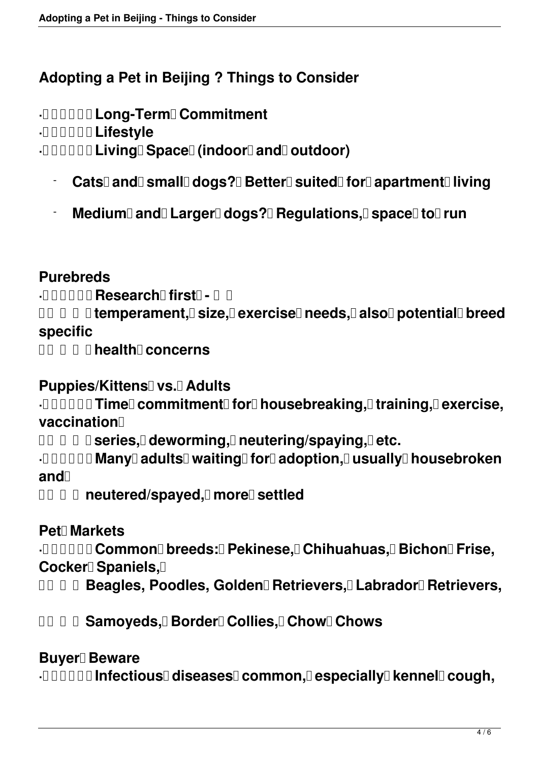## Adopting a Pet in Beijing ? Things to Consider

- **Long-Term Commitment**
- **Lifestyle**
- **Living Space (indoor and outdoor)**
    - **Cats and small dogs? Better suited for apartment living**
    - **Medium and Larger dogs? Regulations, space to run**

**Purebreds**

- **Research first - temperament, size, exercise needs, also potential breed specific health concerns**

**Puppies/Kittens vs. Adults**

- **Time commitment for housebreaking, training, exercise, vaccination series, deworming, neutering/spaying, etc.**
- **Many adults waiting for adoption, usually housebroken and neutered/spayed, more settled**

**Pet Markets**

- **Common breeds: Pekinese, Chihuahuas, Bichon Frise, Cocker Spaniels, Beagles, Poodles, Golden Retrievers, Labrador Retrievers, Samoyeds, Border Collies, Chow Chows**

**Buyer Beware**

- **Infectious diseases common, especially kennel cough,**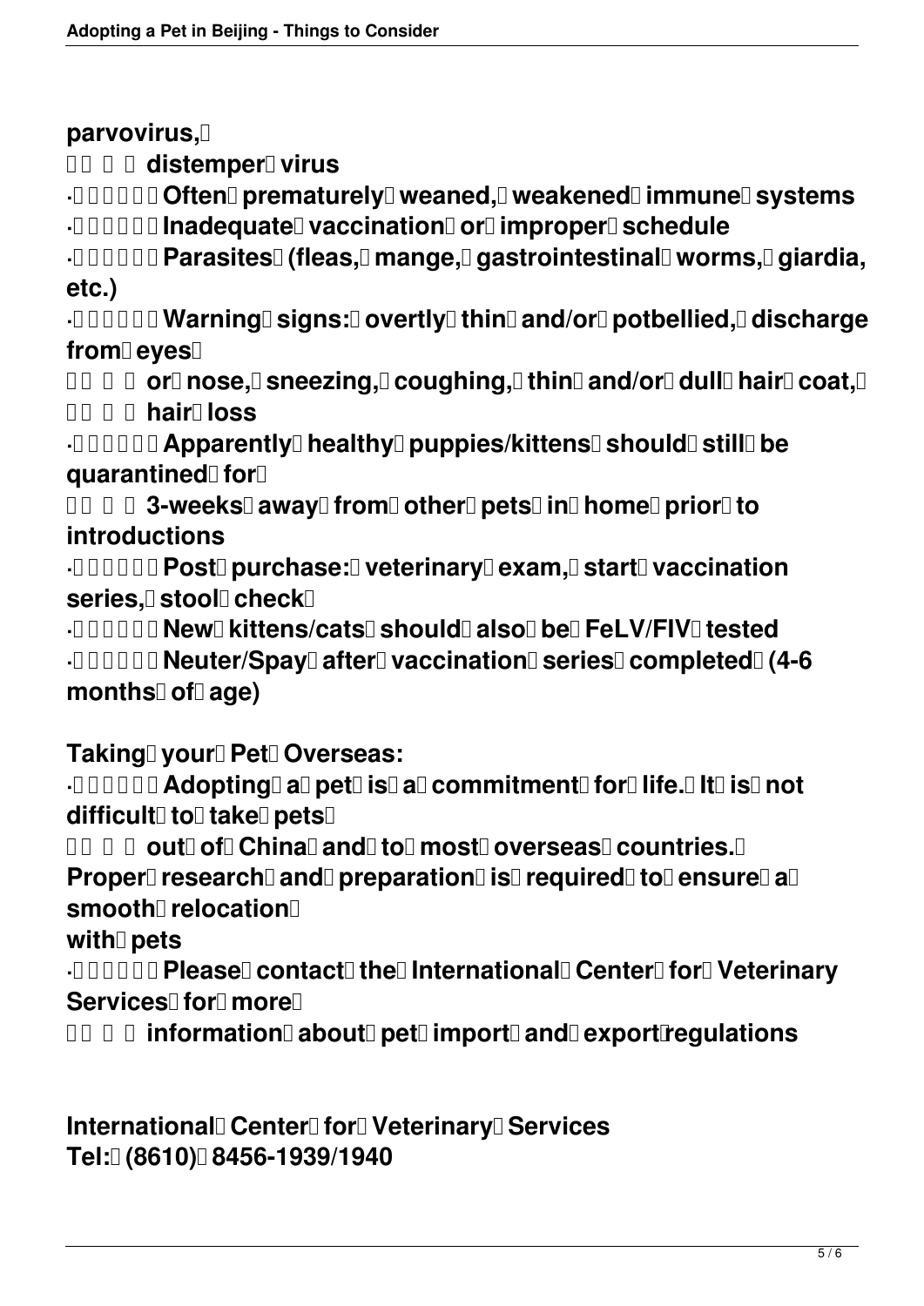**parvovirus, distemper virus**

- **Often prematurely weaned, weakened immune systems**
- **Inadequate vaccination or improper schedule**
- **Parasites (fleas, mange, gastrointestinal worms, giardia, etc.)**
- **Warning signs: overtly thin and/or potbellied, discharge from eyes or nose, sneezing, coughing, thin and/or dull hair coat, hair loss**
- **Apparently healthy puppies/kittens should still be quarantined for 3-weeks away from other pets in home prior to introductions**
- **Post purchase: veterinary exam, start vaccination series, stool check**
- **New kittens/cats should also be FeLV/FIV tested**
- **Neuter/Spay after vaccination series completed (4-6 months of age)**

**Taking your Pet Overseas:**

- **Adopting a pet is a commitment for life. It is not difficult to take pets out of China and to most overseas countries. Proper research and preparation is required to ensure a smooth relocation with pets**
- **Please contact the International Center for Veterinary Services for more information about pet import and export regulations**

**International Center for Veterinary Services**
**Tel: (8610) 8456-1939/1940**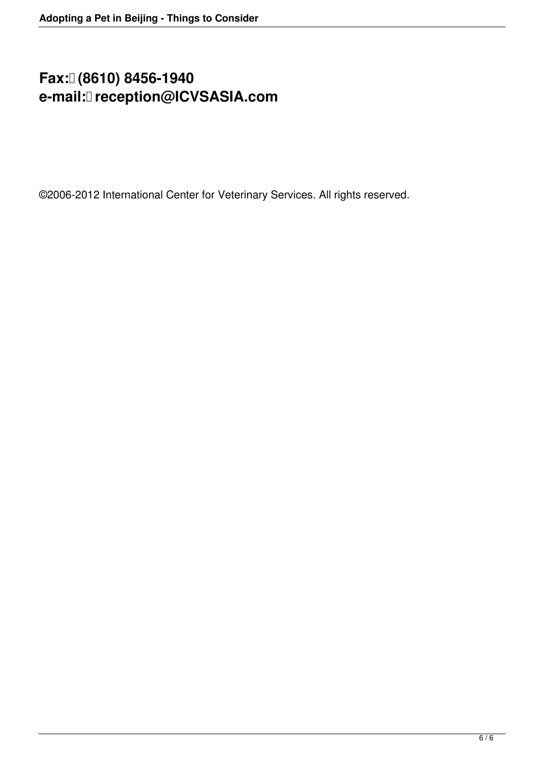**Fax: (8610) 8456-1940**
**e-mail: reception@ICVSASIA.com**

©2006-2012 International Center for Veterinary Services. All rights reserved.